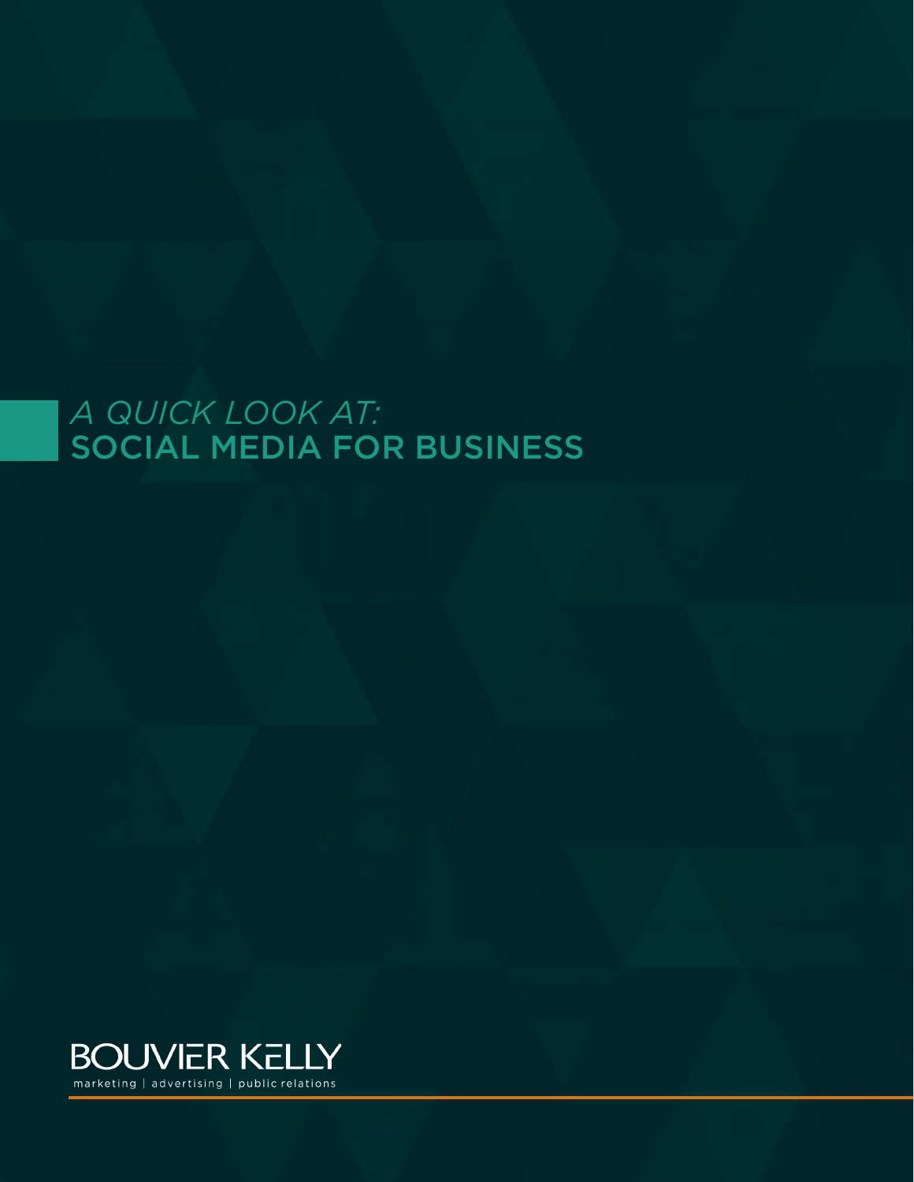# *A QUICK LOOK AT:* SOCIAL MEDIA FOR BUSINESS

BOUVIER KELLY

marketing | advertising | public relations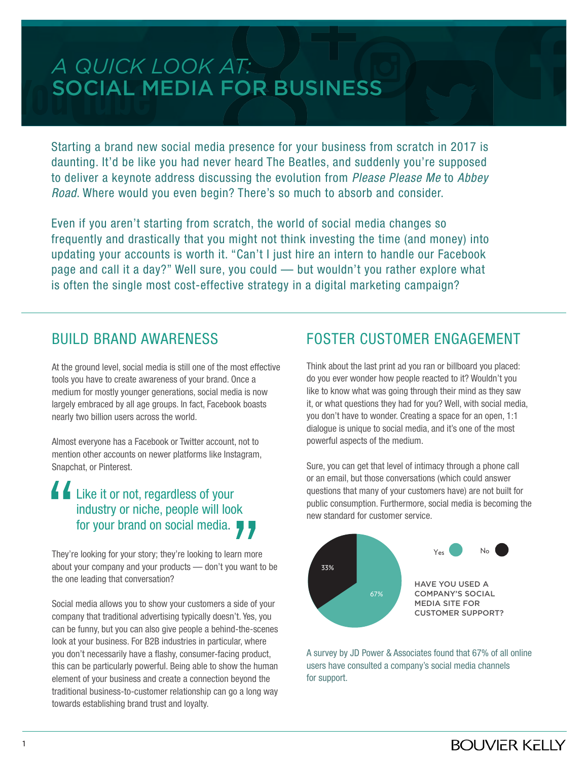# A QUICK LOOK AT: SOCIAL MEDIA FOR BUSINESS

Starting a brand new social media presence for your business from scratch in 2017 is daunting. It'd be like you had never heard The Beatles, and suddenly you're supposed to deliver a keynote address discussing the evolution from *Please Please Me* to *Abbey Road*. Where would you even begin? There's so much to absorb and consider.

Even if you aren't starting from scratch, the world of social media changes so frequently and drastically that you might not think investing the time (and money) into updating your accounts is worth it. "Can't I just hire an intern to handle our Facebook page and call it a day?" Well sure, you could — but wouldn't you rather explore what is often the single most cost-effective strategy in a digital marketing campaign?

## BUILD BRAND AWARENESS

At the ground level, social media is still one of the most effective tools you have to create awareness of your brand. Once a medium for mostly younger generations, social media is now largely embraced by all age groups. In fact, Facebook boasts nearly two billion users across the world.

Almost everyone has a Facebook or Twitter account, not to mention other accounts on newer platforms like Instagram, Snapchat, or Pinterest.

> "Like it or not, regardless of your industry or niche, people will look for your brand on social media."

They're looking for your story; they're looking to learn more about your company and your products — don't you want to be the one leading that conversation?

Social media allows you to show your customers a side of your company that traditional advertising typically doesn't. Yes, you can be funny, but you can also give people a behind-the-scenes look at your business. For B2B industries in particular, where you don't necessarily have a flashy, consumer-facing product, this can be particularly powerful. Being able to show the human element of your business and create a connection beyond the traditional business-to-customer relationship can go a long way towards establishing brand trust and loyalty.

## FOSTER CUSTOMER ENGAGEMENT

Think about the last print ad you ran or billboard you placed: do you ever wonder how people reacted to it? Wouldn't you like to know what was going through their mind as they saw it, or what questions they had for you? Well, with social media, you don't have to wonder. Creating a space for an open, 1:1 dialogue is unique to social media, and it's one of the most powerful aspects of the medium.

Sure, you can get that level of intimacy through a phone call or an email, but those conversations (which could answer questions that many of your customers have) are not built for public consumption. Furthermore, social media is becoming the new standard for customer service.

**HAVE YOU USED A COMPANY'S SOCIAL MEDIA SITE FOR CUSTOMER SUPPORT?**

| Response | Percentage |
| --- | --- |
| Yes | 67% |
| No | 33% |

A survey by JD Power & Associates found that 67% of all online users have consulted a company's social media channels for support.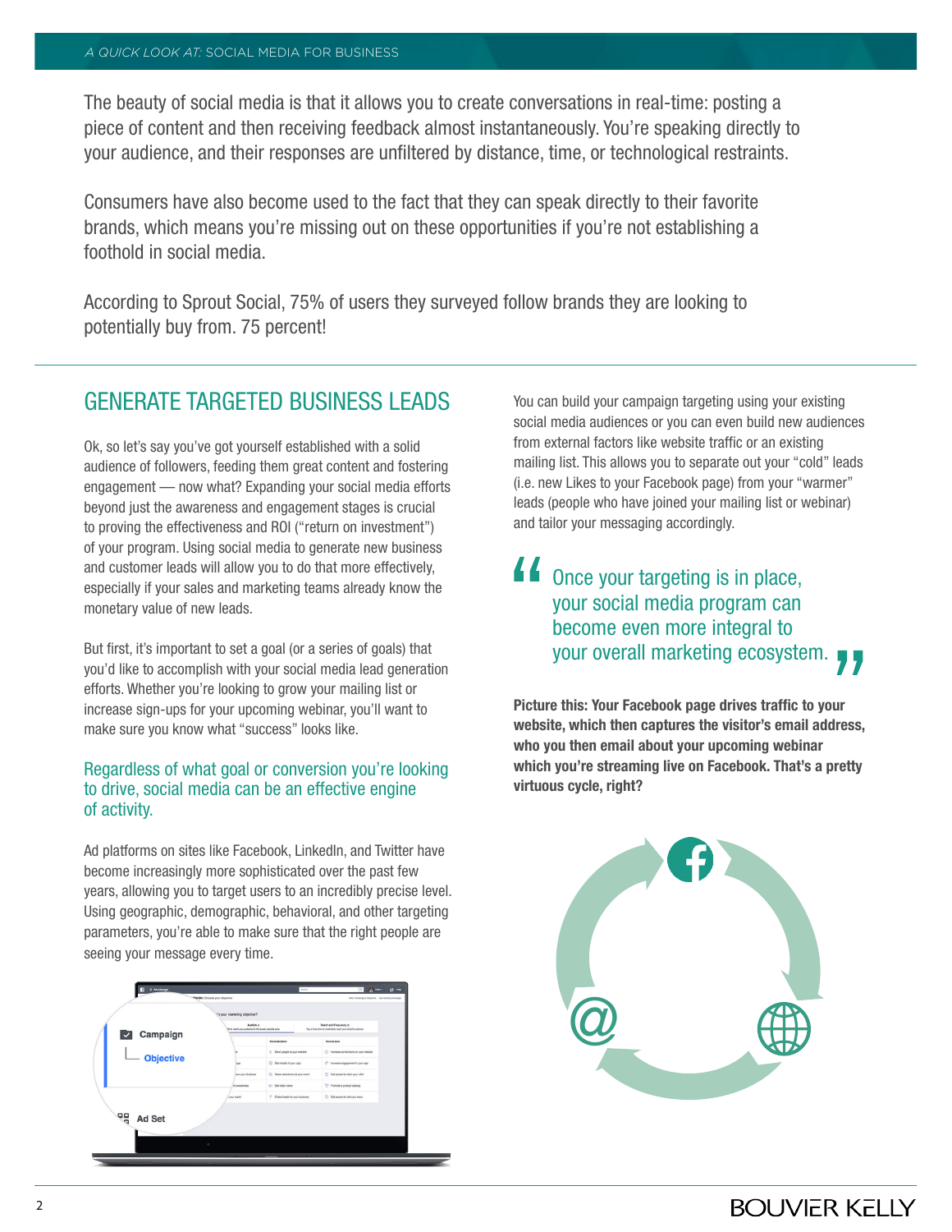The beauty of social media is that it allows you to create conversations in real-time: posting a piece of content and then receiving feedback almost instantaneously. You're speaking directly to your audience, and their responses are unfiltered by distance, time, or technological restraints.

Consumers have also become used to the fact that they can speak directly to their favorite brands, which means you're missing out on these opportunities if you're not establishing a foothold in social media.

According to Sprout Social, 75% of users they surveyed follow brands they are looking to potentially buy from. 75 percent!

## GENERATE TARGETED BUSINESS LEADS

Ok, so let's say you've got yourself established with a solid audience of followers, feeding them great content and fostering engagement — now what? Expanding your social media efforts beyond just the awareness and engagement stages is crucial to proving the effectiveness and ROI ("return on investment") of your program. Using social media to generate new business and customer leads will allow you to do that more effectively, especially if your sales and marketing teams already know the monetary value of new leads.

But first, it's important to set a goal (or a series of goals) that you'd like to accomplish with your social media lead generation efforts. Whether you're looking to grow your mailing list or increase sign-ups for your upcoming webinar, you'll want to make sure you know what "success" looks like.

### Regardless of what goal or conversion you're looking to drive, social media can be an effective engine of activity.

Ad platforms on sites like Facebook, LinkedIn, and Twitter have become increasingly more sophisticated over the past few years, allowing you to target users to an incredibly precise level. Using geographic, demographic, behavioral, and other targeting parameters, you're able to make sure that the right people are seeing your message every time.

You can build your campaign targeting using your existing social media audiences or you can even build new audiences from external factors like website traffic or an existing mailing list. This allows you to separate out your "cold" leads (i.e. new Likes to your Facebook page) from your "warmer" leads (people who have joined your mailing list or webinar) and tailor your messaging accordingly.

> "Once your targeting is in place, your social media program can become even more integral to your overall marketing ecosystem."

**Picture this: Your Facebook page drives traffic to your website, which then captures the visitor's email address, who you then email about your upcoming webinar which you're streaming live on Facebook. That's a pretty virtuous cycle, right?**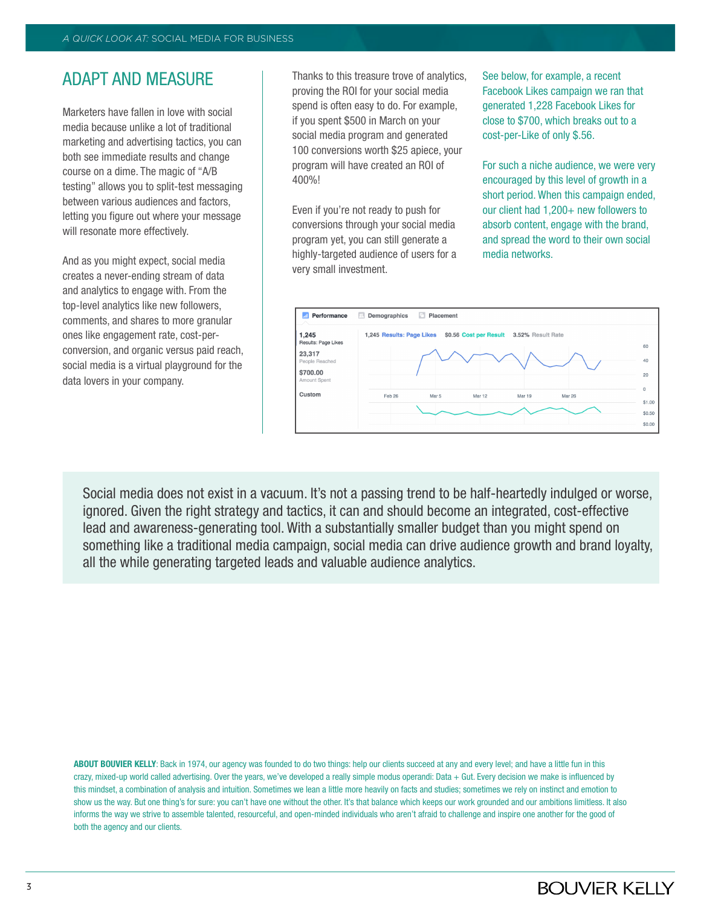## ADAPT AND MEASURE

Marketers have fallen in love with social media because unlike a lot of traditional marketing and advertising tactics, you can both see immediate results and change course on a dime. The magic of "A/B testing" allows you to split-test messaging between various audiences and factors, letting you figure out where your message will resonate more effectively.

And as you might expect, social media creates a never-ending stream of data and analytics to engage with. From the top-level analytics like new followers, comments, and shares to more granular ones like engagement rate, cost-per-conversion, and organic versus paid reach, social media is a virtual playground for the data lovers in your company.

Thanks to this treasure trove of analytics, proving the ROI for your social media spend is often easy to do. For example, if you spent $500 in March on your social media program and generated 100 conversions worth $25 apiece, your program will have created an ROI of 400%!

Even if you're not ready to push for conversions through your social media program yet, you can still generate a highly-targeted audience of users for a very small investment.

See below, for example, a recent Facebook Likes campaign we ran that generated 1,228 Facebook Likes for close to $700, which breaks out to a cost-per-Like of only $.56.

For such a niche audience, we were very encouraged by this level of growth in a short period. When this campaign ended, our client had 1,200+ new followers to absorb content, engage with the brand, and spread the word to their own social media networks.

Performance
Demographics
Placement

1,245
Results: Page Likes
23,317
People Reached
$700.00
Amount Spent
Custom

1,245 Results: Page Likes
$0.56 Cost per Result
3.52% Result Rate

60
40
20
0
Feb 26
Mar 5
Mar 12
Mar 19
Mar 26
$1.00
$0.50
$0.00

Social media does not exist in a vacuum. It's not a passing trend to be half-heartedly indulged or worse, ignored. Given the right strategy and tactics, it can and should become an integrated, cost-effective lead and awareness-generating tool. With a substantially smaller budget than you might spend on something like a traditional media campaign, social media can drive audience growth and brand loyalty, all the while generating targeted leads and valuable audience analytics.

**ABOUT BOUVIER KELLY**: Back in 1974, our agency was founded to do two things: help our clients succeed at any and every level; and have a little fun in this crazy, mixed-up world called advertising. Over the years, we've developed a really simple modus operandi: Data + Gut. Every decision we make is influenced by this mindset, a combination of analysis and intuition. Sometimes we lean a little more heavily on facts and studies; sometimes we rely on instinct and emotion to show us the way. But one thing's for sure: you can't have one without the other. It's that balance which keeps our work grounded and our ambitions limitless. It also informs the way we strive to assemble talented, resourceful, and open-minded individuals who aren't afraid to challenge and inspire one another for the good of both the agency and our clients.